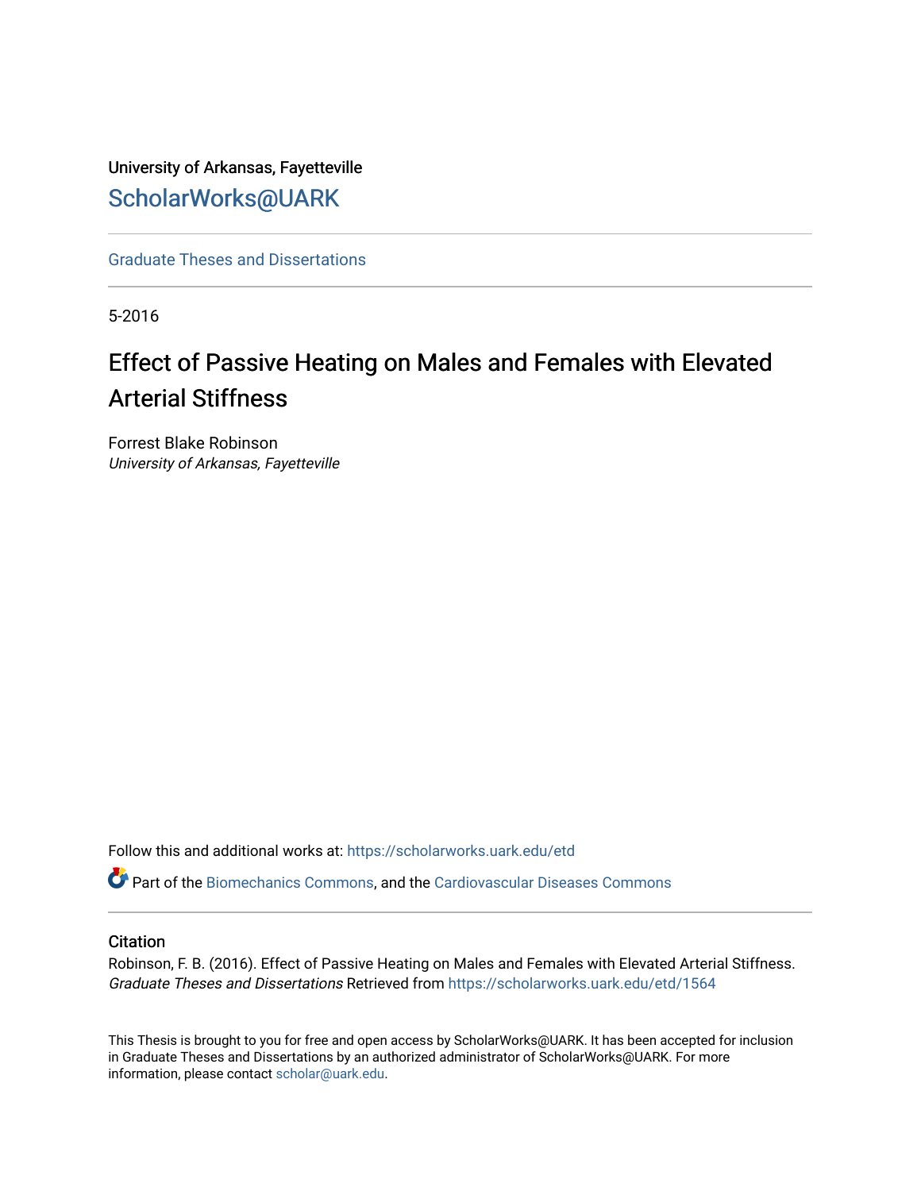University of Arkansas, Fayetteville

# ScholarWorks@UARK

Graduate Theses and Dissertations

5-2016

# Effect of Passive Heating on Males and Females with Elevated Arterial Stiffness

Forrest Blake Robinson
*University of Arkansas, Fayetteville*

Follow this and additional works at: https://scholarworks.uark.edu/etd

Part of the Biomechanics Commons, and the Cardiovascular Diseases Commons

## Citation

Robinson, F. B. (2016). Effect of Passive Heating on Males and Females with Elevated Arterial Stiffness. *Graduate Theses and Dissertations* Retrieved from https://scholarworks.uark.edu/etd/1564

This Thesis is brought to you for free and open access by ScholarWorks@UARK. It has been accepted for inclusion in Graduate Theses and Dissertations by an authorized administrator of ScholarWorks@UARK. For more information, please contact scholar@uark.edu.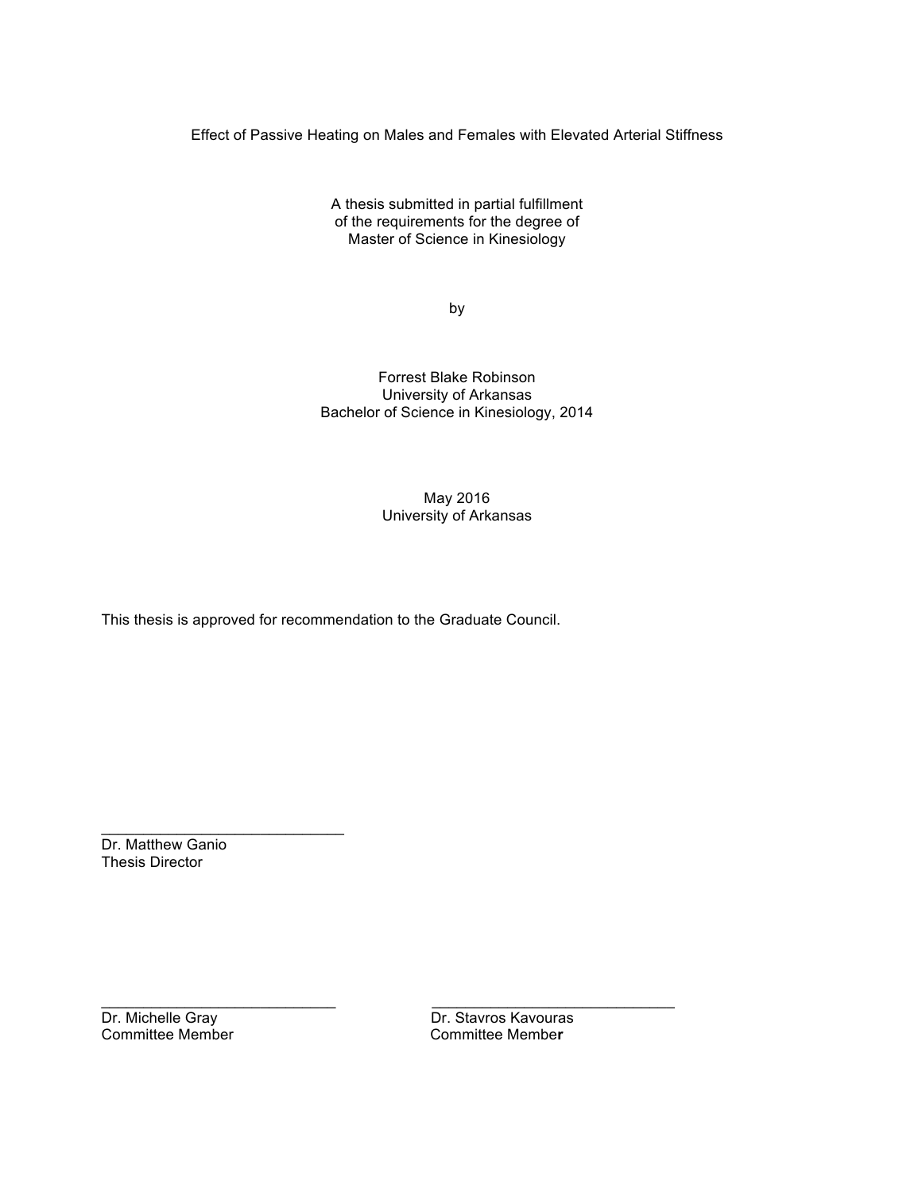Effect of Passive Heating on Males and Females with Elevated Arterial Stiffness

A thesis submitted in partial fulfillment
of the requirements for the degree of
Master of Science in Kinesiology

by

Forrest Blake Robinson
University of Arkansas
Bachelor of Science in Kinesiology, 2014

May 2016
University of Arkansas

This thesis is approved for recommendation to the Graduate Council.

_____________________________
Dr. Matthew Ganio
Thesis Director

_____________________________
Dr. Michelle Gray
Committee Member

_____________________________
Dr. Stavros Kavouras
Committee Member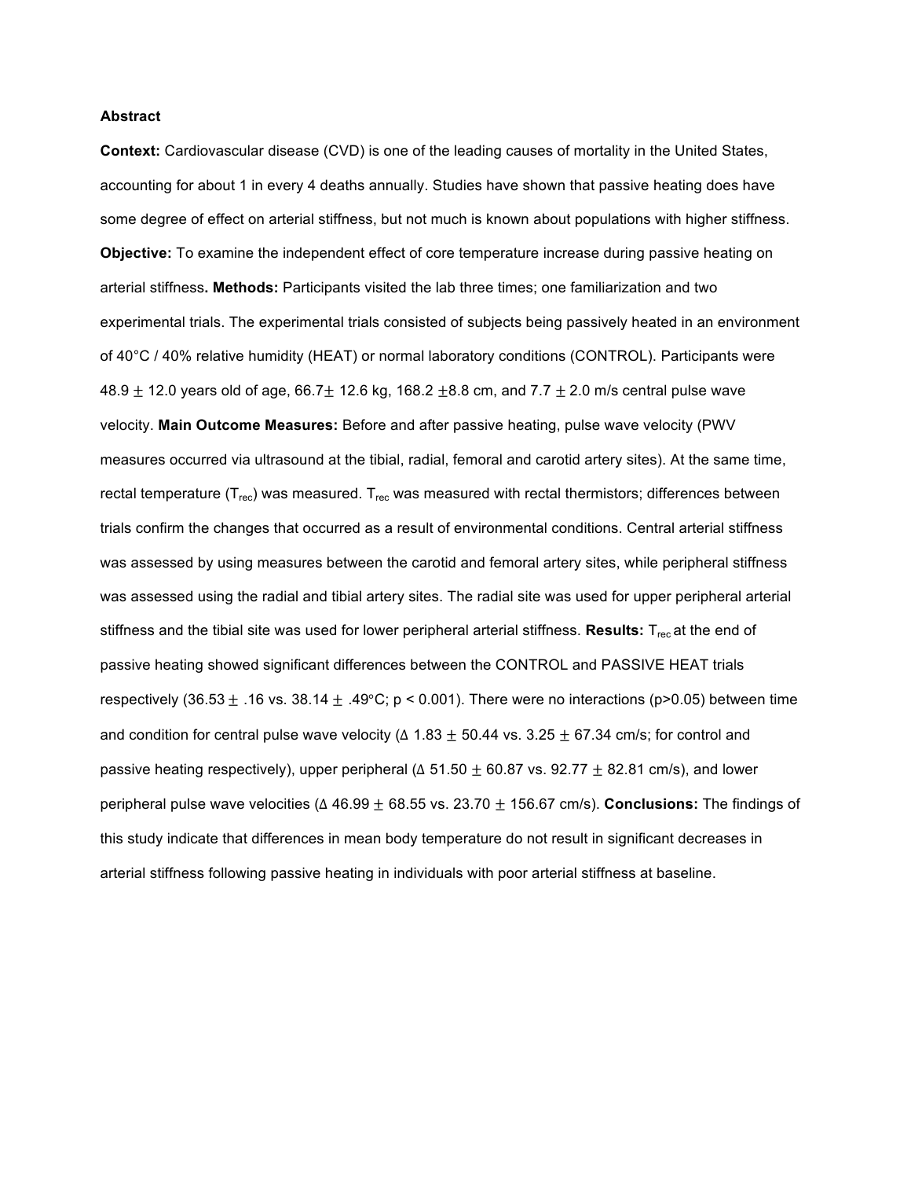## Abstract

**Context:** Cardiovascular disease (CVD) is one of the leading causes of mortality in the United States, accounting for about 1 in every 4 deaths annually. Studies have shown that passive heating does have some degree of effect on arterial stiffness, but not much is known about populations with higher stiffness. **Objective:** To examine the independent effect of core temperature increase during passive heating on arterial stiffness**. Methods:** Participants visited the lab three times; one familiarization and two experimental trials. The experimental trials consisted of subjects being passively heated in an environment of 40°C / 40% relative humidity (HEAT) or normal laboratory conditions (CONTROL). Participants were 48.9 $\pm$ 12.0 years old of age, 66.7$\pm$ 12.6 kg, 168.2 $\pm$8.8 cm, and 7.7 $\pm$ 2.0 m/s central pulse wave velocity. **Main Outcome Measures:** Before and after passive heating, pulse wave velocity (PWV measures occurred via ultrasound at the tibial, radial, femoral and carotid artery sites). At the same time, rectal temperature ($T_{rec}$) was measured. $T_{rec}$ was measured with rectal thermistors; differences between trials confirm the changes that occurred as a result of environmental conditions. Central arterial stiffness was assessed by using measures between the carotid and femoral artery sites, while peripheral stiffness was assessed using the radial and tibial artery sites. The radial site was used for upper peripheral arterial stiffness and the tibial site was used for lower peripheral arterial stiffness. **Results:** $T_{rec}$ at the end of passive heating showed significant differences between the CONTROL and PASSIVE HEAT trials respectively (36.53 $\pm$ .16 vs. 38.14 $\pm$ .49°C; $p < 0.001$). There were no interactions ($p>0.05$) between time and condition for central pulse wave velocity (Δ 1.83 $\pm$ 50.44 vs. 3.25 $\pm$ 67.34 cm/s; for control and passive heating respectively), upper peripheral (Δ 51.50 $\pm$ 60.87 vs. 92.77 $\pm$ 82.81 cm/s), and lower peripheral pulse wave velocities (Δ 46.99 $\pm$ 68.55 vs. 23.70 $\pm$ 156.67 cm/s). **Conclusions:** The findings of this study indicate that differences in mean body temperature do not result in significant decreases in arterial stiffness following passive heating in individuals with poor arterial stiffness at baseline.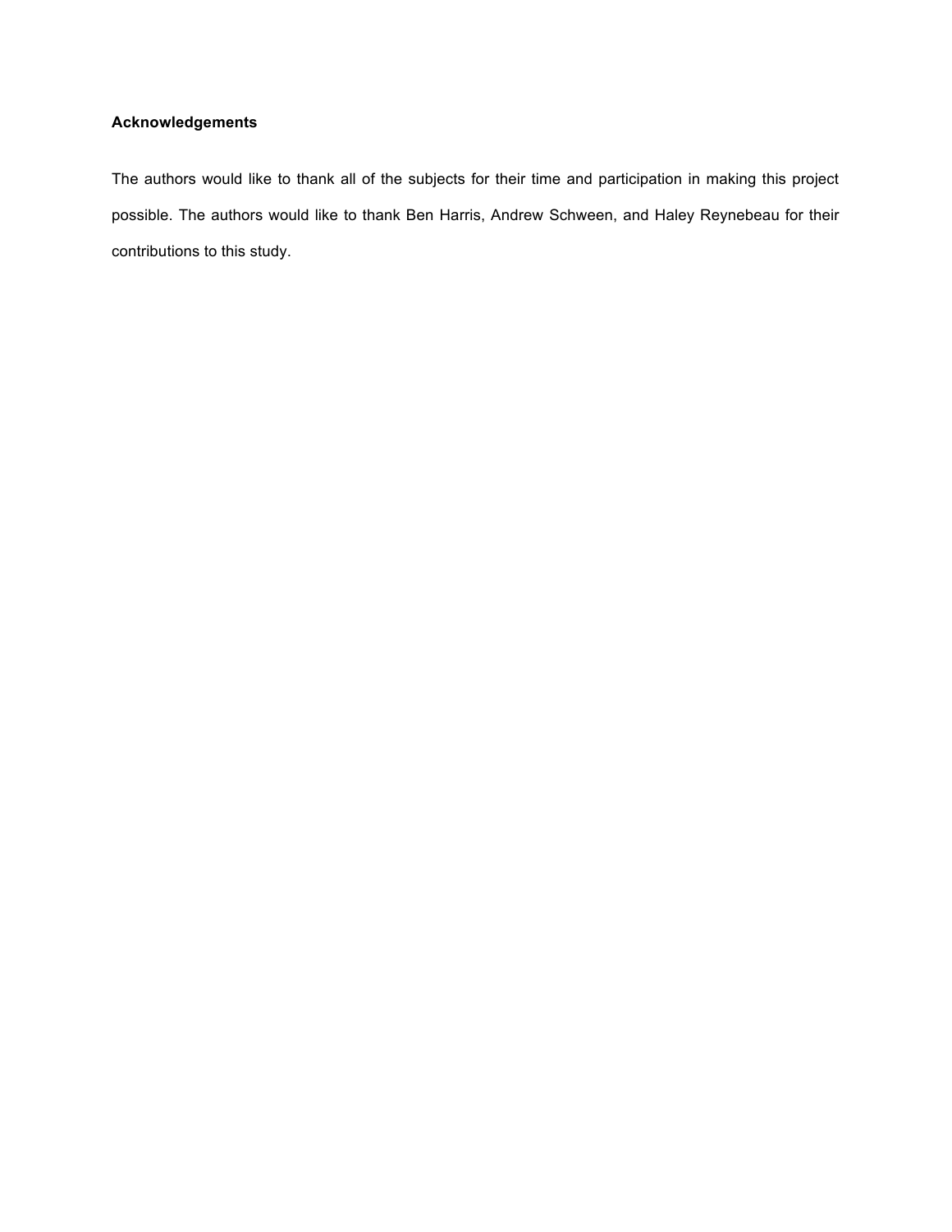**Acknowledgements**

The authors would like to thank all of the subjects for their time and participation in making this project possible. The authors would like to thank Ben Harris, Andrew Schween, and Haley Reynebeau for their contributions to this study.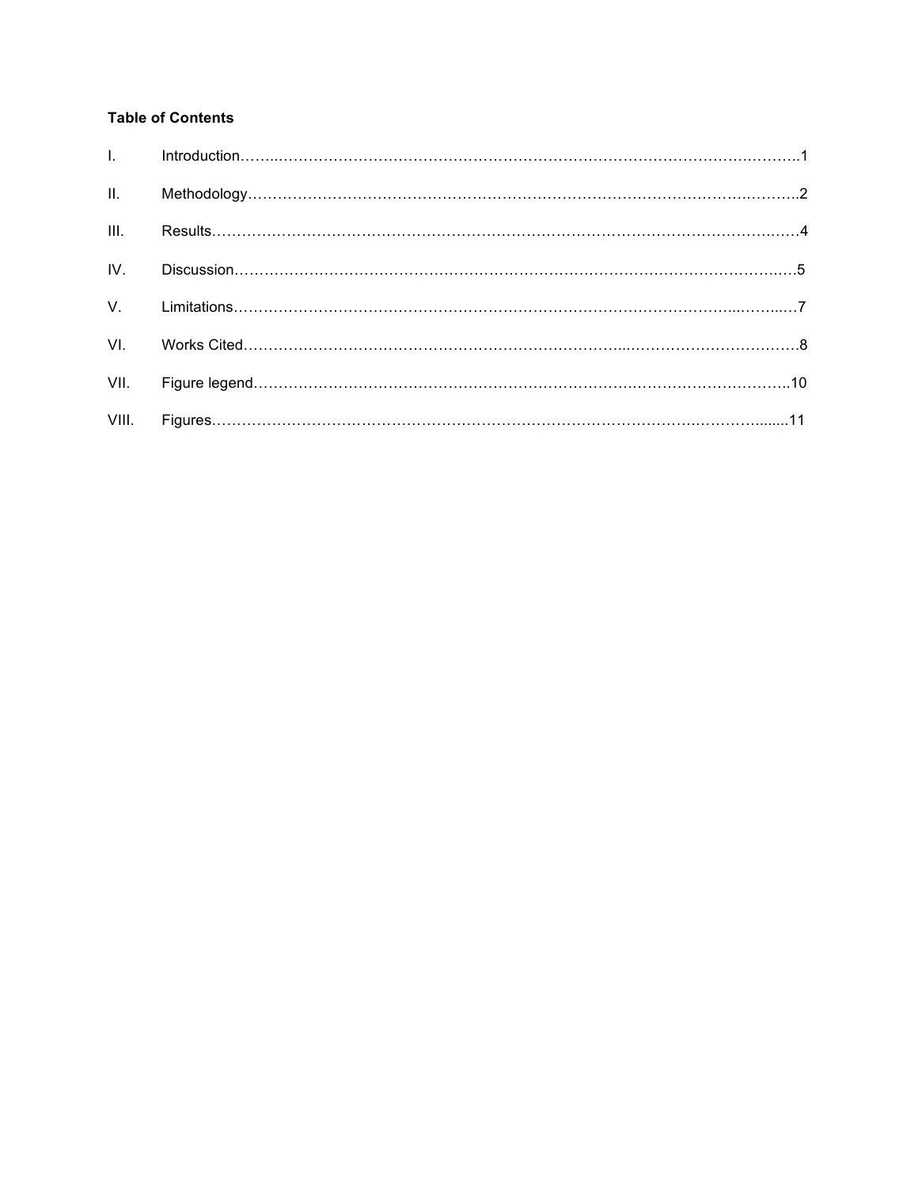**Table of Contents**

I. Introduction……..……………………………………………………………………………………..1

II. Methodology……………………………………………………………………………………………..2

III. Results……………………………………………………………………………………………………4

IV. Discussion………………………………………………………………………………………………5

V. Limitations………………………………………………………………………………………………7

VI. Works Cited………………………………………………………………………………………………8

VII. Figure legend……………………………………………………………………………………………..10

VIII. Figures…………………………………………………………………………………………….........11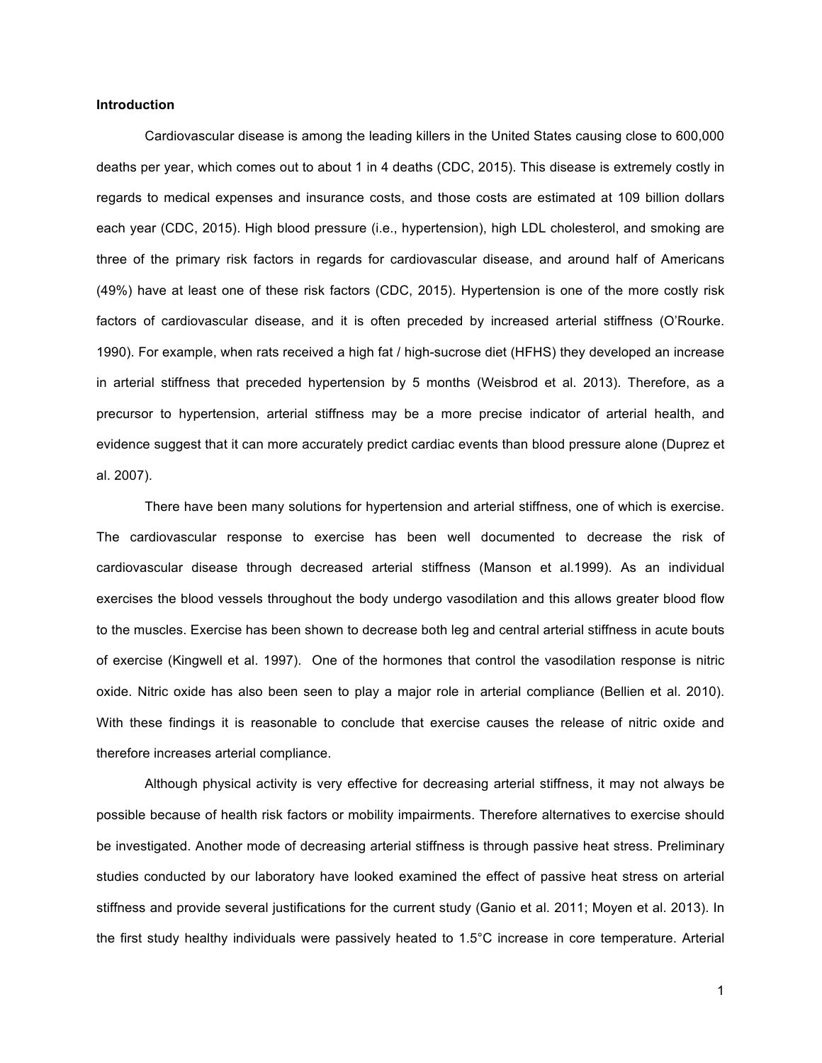**Introduction**

Cardiovascular disease is among the leading killers in the United States causing close to 600,000 deaths per year, which comes out to about 1 in 4 deaths (CDC, 2015). This disease is extremely costly in regards to medical expenses and insurance costs, and those costs are estimated at 109 billion dollars each year (CDC, 2015). High blood pressure (i.e., hypertension), high LDL cholesterol, and smoking are three of the primary risk factors in regards for cardiovascular disease, and around half of Americans (49%) have at least one of these risk factors (CDC, 2015). Hypertension is one of the more costly risk factors of cardiovascular disease, and it is often preceded by increased arterial stiffness (O'Rourke. 1990). For example, when rats received a high fat / high-sucrose diet (HFHS) they developed an increase in arterial stiffness that preceded hypertension by 5 months (Weisbrod et al. 2013). Therefore, as a precursor to hypertension, arterial stiffness may be a more precise indicator of arterial health, and evidence suggest that it can more accurately predict cardiac events than blood pressure alone (Duprez et al. 2007).

There have been many solutions for hypertension and arterial stiffness, one of which is exercise. The cardiovascular response to exercise has been well documented to decrease the risk of cardiovascular disease through decreased arterial stiffness (Manson et al.1999). As an individual exercises the blood vessels throughout the body undergo vasodilation and this allows greater blood flow to the muscles. Exercise has been shown to decrease both leg and central arterial stiffness in acute bouts of exercise (Kingwell et al. 1997). One of the hormones that control the vasodilation response is nitric oxide. Nitric oxide has also been seen to play a major role in arterial compliance (Bellien et al. 2010). With these findings it is reasonable to conclude that exercise causes the release of nitric oxide and therefore increases arterial compliance.

Although physical activity is very effective for decreasing arterial stiffness, it may not always be possible because of health risk factors or mobility impairments. Therefore alternatives to exercise should be investigated. Another mode of decreasing arterial stiffness is through passive heat stress. Preliminary studies conducted by our laboratory have looked examined the effect of passive heat stress on arterial stiffness and provide several justifications for the current study (Ganio et al. 2011; Moyen et al. 2013). In the first study healthy individuals were passively heated to 1.5°C increase in core temperature. Arterial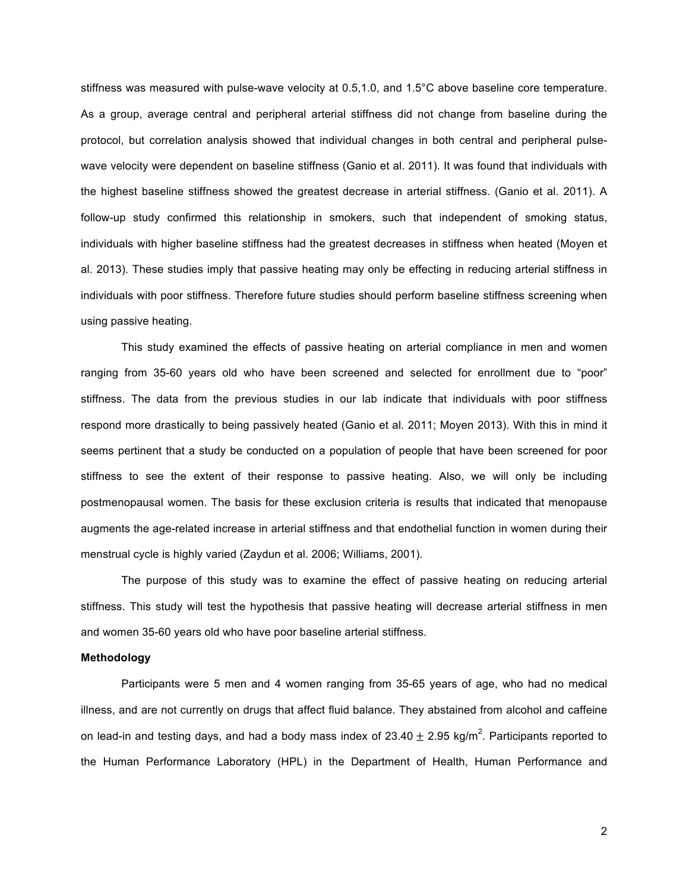stiffness was measured with pulse-wave velocity at 0.5,1.0, and 1.5°C above baseline core temperature. As a group, average central and peripheral arterial stiffness did not change from baseline during the protocol, but correlation analysis showed that individual changes in both central and peripheral pulse-wave velocity were dependent on baseline stiffness (Ganio et al. 2011). It was found that individuals with the highest baseline stiffness showed the greatest decrease in arterial stiffness. (Ganio et al. 2011). A follow-up study confirmed this relationship in smokers, such that independent of smoking status, individuals with higher baseline stiffness had the greatest decreases in stiffness when heated (Moyen et al. 2013). These studies imply that passive heating may only be effecting in reducing arterial stiffness in individuals with poor stiffness. Therefore future studies should perform baseline stiffness screening when using passive heating.

This study examined the effects of passive heating on arterial compliance in men and women ranging from 35-60 years old who have been screened and selected for enrollment due to "poor" stiffness. The data from the previous studies in our lab indicate that individuals with poor stiffness respond more drastically to being passively heated (Ganio et al. 2011; Moyen 2013). With this in mind it seems pertinent that a study be conducted on a population of people that have been screened for poor stiffness to see the extent of their response to passive heating. Also, we will only be including postmenopausal women. The basis for these exclusion criteria is results that indicated that menopause augments the age-related increase in arterial stiffness and that endothelial function in women during their menstrual cycle is highly varied (Zaydun et al. 2006; Williams, 2001).

The purpose of this study was to examine the effect of passive heating on reducing arterial stiffness. This study will test the hypothesis that passive heating will decrease arterial stiffness in men and women 35-60 years old who have poor baseline arterial stiffness.

**Methodology**

Participants were 5 men and 4 women ranging from 35-65 years of age, who had no medical illness, and are not currently on drugs that affect fluid balance. They abstained from alcohol and caffeine on lead-in and testing days, and had a body mass index of $23.40 \pm 2.95$ kg/m$^2$. Participants reported to the Human Performance Laboratory (HPL) in the Department of Health, Human Performance and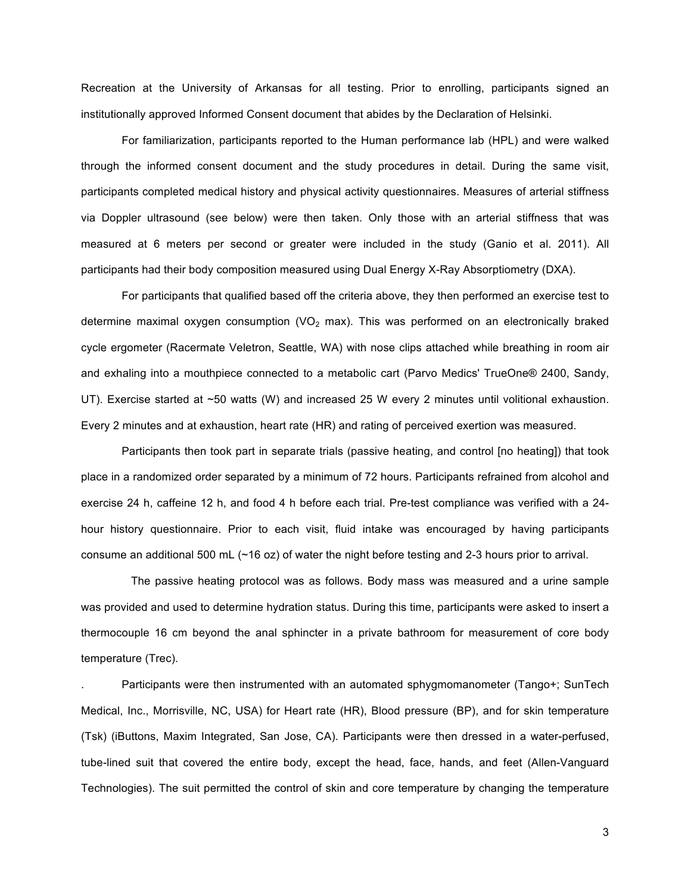Recreation at the University of Arkansas for all testing. Prior to enrolling, participants signed an institutionally approved Informed Consent document that abides by the Declaration of Helsinki.

For familiarization, participants reported to the Human performance lab (HPL) and were walked through the informed consent document and the study procedures in detail. During the same visit, participants completed medical history and physical activity questionnaires. Measures of arterial stiffness via Doppler ultrasound (see below) were then taken. Only those with an arterial stiffness that was measured at 6 meters per second or greater were included in the study (Ganio et al. 2011). All participants had their body composition measured using Dual Energy X-Ray Absorptiometry (DXA).

For participants that qualified based off the criteria above, they then performed an exercise test to determine maximal oxygen consumption ($VO_2$ max). This was performed on an electronically braked cycle ergometer (Racermate Veletron, Seattle, WA) with nose clips attached while breathing in room air and exhaling into a mouthpiece connected to a metabolic cart (Parvo Medics' TrueOne® 2400, Sandy, UT). Exercise started at ~50 watts (W) and increased 25 W every 2 minutes until volitional exhaustion. Every 2 minutes and at exhaustion, heart rate (HR) and rating of perceived exertion was measured.

Participants then took part in separate trials (passive heating, and control [no heating]) that took place in a randomized order separated by a minimum of 72 hours. Participants refrained from alcohol and exercise 24 h, caffeine 12 h, and food 4 h before each trial. Pre-test compliance was verified with a 24-hour history questionnaire. Prior to each visit, fluid intake was encouraged by having participants consume an additional 500 mL (~16 oz) of water the night before testing and 2-3 hours prior to arrival.

The passive heating protocol was as follows. Body mass was measured and a urine sample was provided and used to determine hydration status. During this time, participants were asked to insert a thermocouple 16 cm beyond the anal sphincter in a private bathroom for measurement of core body temperature (Trec).

. Participants were then instrumented with an automated sphygmomanometer (Tango+; SunTech Medical, Inc., Morrisville, NC, USA) for Heart rate (HR), Blood pressure (BP), and for skin temperature (Tsk) (iButtons, Maxim Integrated, San Jose, CA). Participants were then dressed in a water-perfused, tube-lined suit that covered the entire body, except the head, face, hands, and feet (Allen-Vanguard Technologies). The suit permitted the control of skin and core temperature by changing the temperature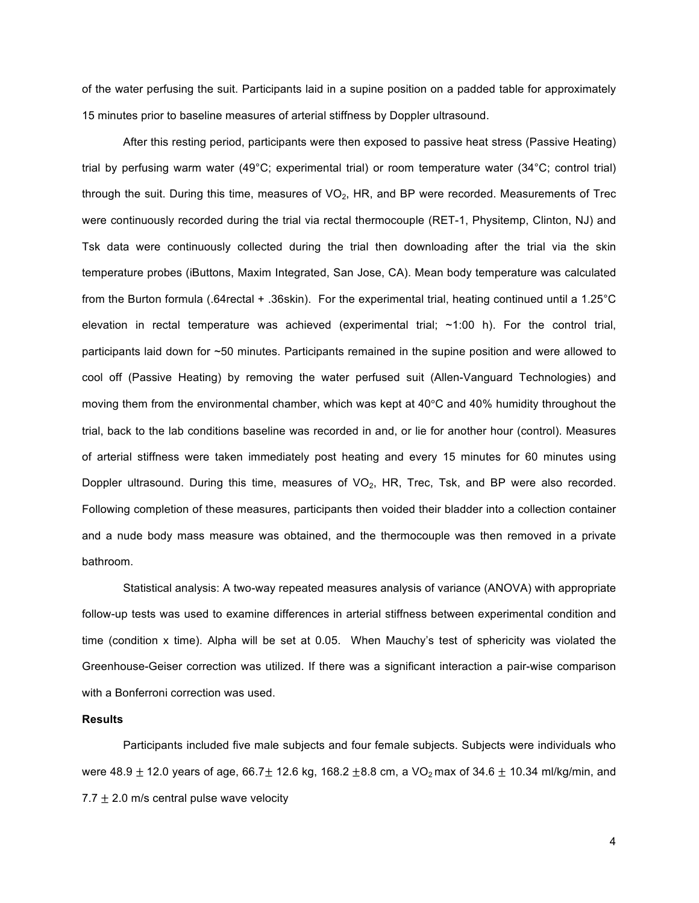of the water perfusing the suit. Participants laid in a supine position on a padded table for approximately 15 minutes prior to baseline measures of arterial stiffness by Doppler ultrasound.

After this resting period, participants were then exposed to passive heat stress (Passive Heating) trial by perfusing warm water (49°C; experimental trial) or room temperature water (34°C; control trial) through the suit. During this time, measures of $VO_2$, HR, and BP were recorded. Measurements of Trec were continuously recorded during the trial via rectal thermocouple (RET-1, Physitemp, Clinton, NJ) and Tsk data were continuously collected during the trial then downloading after the trial via the skin temperature probes (iButtons, Maxim Integrated, San Jose, CA). Mean body temperature was calculated from the Burton formula (.64rectal + .36skin). For the experimental trial, heating continued until a 1.25°C elevation in rectal temperature was achieved (experimental trial; ~1:00 h). For the control trial, participants laid down for ~50 minutes. Participants remained in the supine position and were allowed to cool off (Passive Heating) by removing the water perfused suit (Allen-Vanguard Technologies) and moving them from the environmental chamber, which was kept at 40°C and 40% humidity throughout the trial, back to the lab conditions baseline was recorded in and, or lie for another hour (control). Measures of arterial stiffness were taken immediately post heating and every 15 minutes for 60 minutes using Doppler ultrasound. During this time, measures of $VO_2$, HR, Trec, Tsk, and BP were also recorded. Following completion of these measures, participants then voided their bladder into a collection container and a nude body mass measure was obtained, and the thermocouple was then removed in a private bathroom.

Statistical analysis: A two-way repeated measures analysis of variance (ANOVA) with appropriate follow-up tests was used to examine differences in arterial stiffness between experimental condition and time (condition x time). Alpha will be set at 0.05. When Mauchy's test of sphericity was violated the Greenhouse-Geiser correction was utilized. If there was a significant interaction a pair-wise comparison with a Bonferroni correction was used.

**Results**

Participants included five male subjects and four female subjects. Subjects were individuals who were 48.9 $\pm$ 12.0 years of age, 66.7$\pm$ 12.6 kg, 168.2 $\pm$8.8 cm, a $VO_2$ max of 34.6 $\pm$ 10.34 ml/kg/min, and 7.7 $\pm$ 2.0 m/s central pulse wave velocity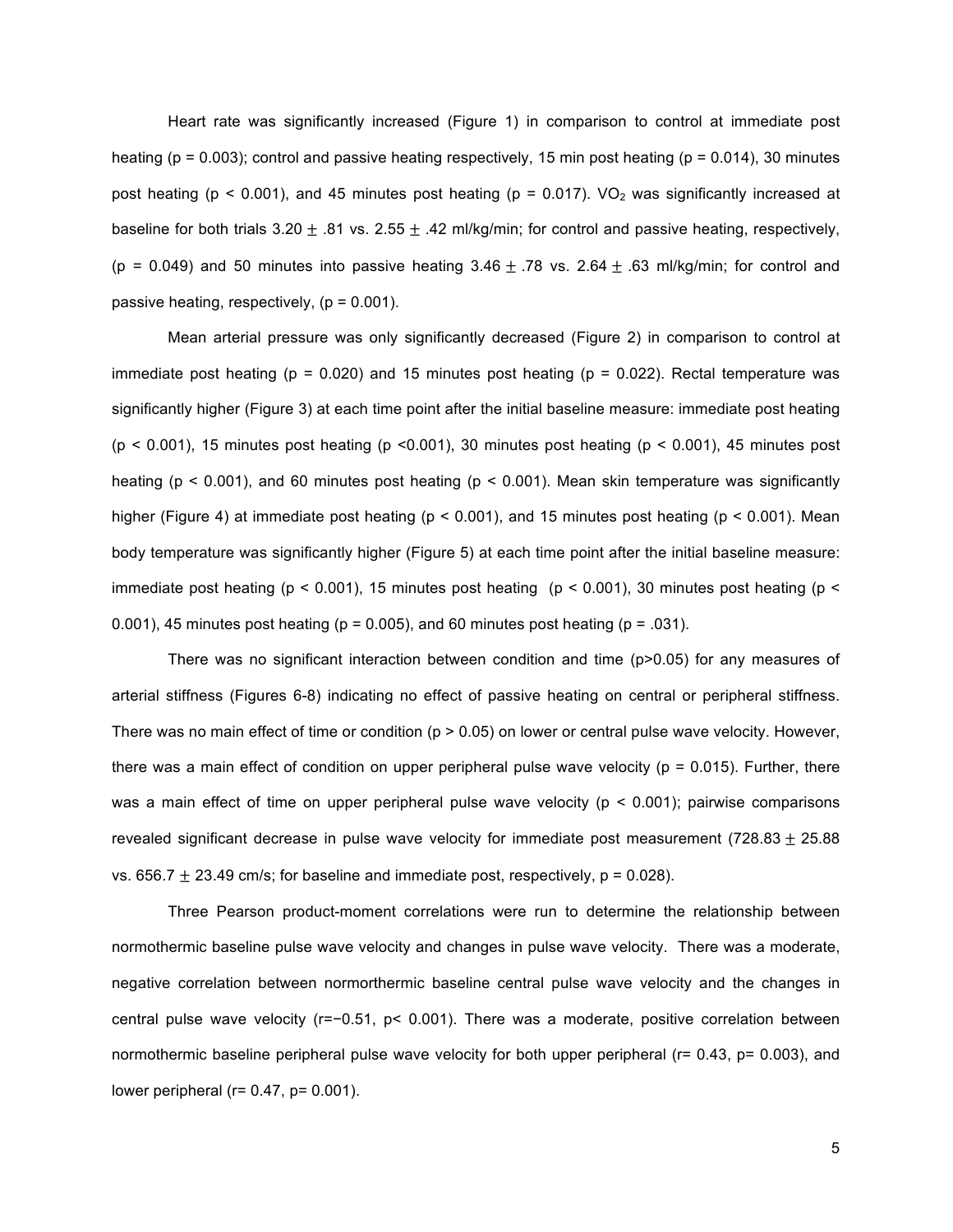Heart rate was significantly increased (Figure 1) in comparison to control at immediate post heating ($p = 0.003$); control and passive heating respectively, 15 min post heating ($p = 0.014$), 30 minutes post heating ($p < 0.001$), and 45 minutes post heating ($p = 0.017$). $VO_2$ was significantly increased at baseline for both trials $3.20 \pm .81$ vs. $2.55 \pm .42$ ml/kg/min; for control and passive heating, respectively, ($p = 0.049$) and 50 minutes into passive heating $3.46 \pm .78$ vs. $2.64 \pm .63$ ml/kg/min; for control and passive heating, respectively, ($p = 0.001$).

Mean arterial pressure was only significantly decreased (Figure 2) in comparison to control at immediate post heating ($p = 0.020$) and 15 minutes post heating ($p = 0.022$). Rectal temperature was significantly higher (Figure 3) at each time point after the initial baseline measure: immediate post heating ($p < 0.001$), 15 minutes post heating ($p < 0.001$), 30 minutes post heating ($p < 0.001$), 45 minutes post heating ($p < 0.001$), and 60 minutes post heating ($p < 0.001$). Mean skin temperature was significantly higher (Figure 4) at immediate post heating ($p < 0.001$), and 15 minutes post heating ($p < 0.001$). Mean body temperature was significantly higher (Figure 5) at each time point after the initial baseline measure: immediate post heating ($p < 0.001$), 15 minutes post heating ($p < 0.001$), 30 minutes post heating ($p < 0.001$), 45 minutes post heating ($p = 0.005$), and 60 minutes post heating ($p = .031$).

There was no significant interaction between condition and time ($p > 0.05$) for any measures of arterial stiffness (Figures 6-8) indicating no effect of passive heating on central or peripheral stiffness. There was no main effect of time or condition ($p > 0.05$) on lower or central pulse wave velocity. However, there was a main effect of condition on upper peripheral pulse wave velocity ($p = 0.015$). Further, there was a main effect of time on upper peripheral pulse wave velocity ($p < 0.001$); pairwise comparisons revealed significant decrease in pulse wave velocity for immediate post measurement ($728.83 \pm 25.88$ vs. $656.7 \pm 23.49$ cm/s; for baseline and immediate post, respectively, $p = 0.028$).

Three Pearson product-moment correlations were run to determine the relationship between normothermic baseline pulse wave velocity and changes in pulse wave velocity. There was a moderate, negative correlation between normorthermic baseline central pulse wave velocity and the changes in central pulse wave velocity ($r = -0.51$, $p < 0.001$). There was a moderate, positive correlation between normothermic baseline peripheral pulse wave velocity for both upper peripheral ($r = 0.43$, $p = 0.003$), and lower peripheral ($r = 0.47$, $p = 0.001$).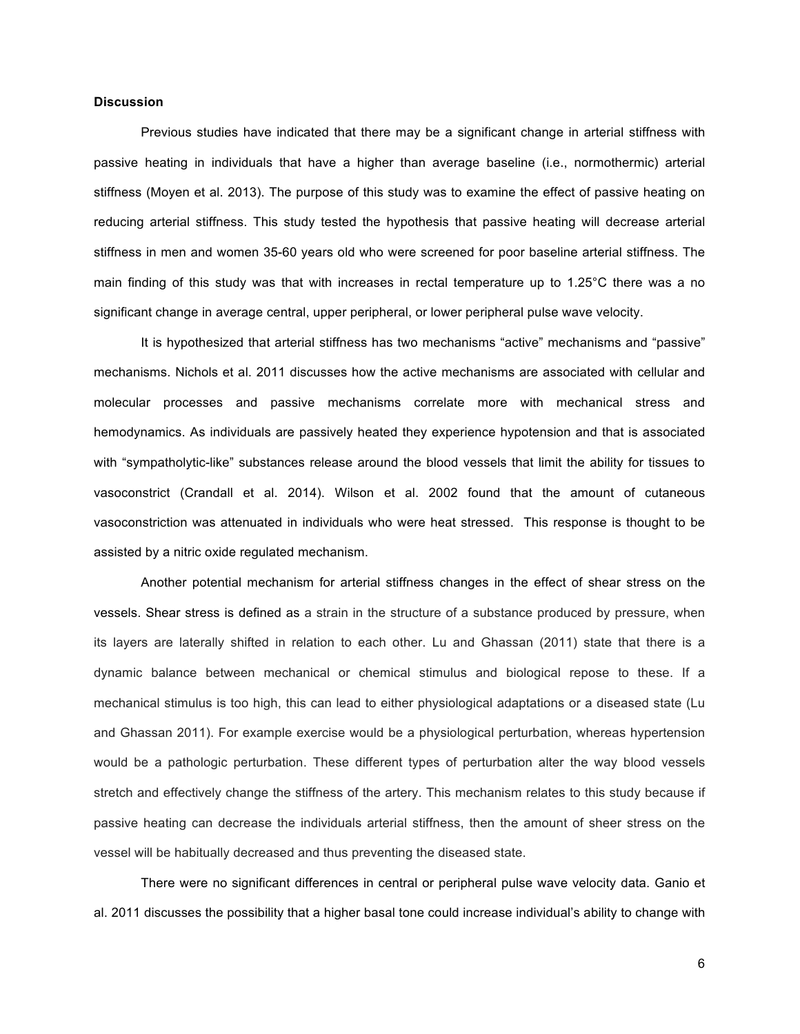**Discussion**

Previous studies have indicated that there may be a significant change in arterial stiffness with passive heating in individuals that have a higher than average baseline (i.e., normothermic) arterial stiffness (Moyen et al. 2013). The purpose of this study was to examine the effect of passive heating on reducing arterial stiffness. This study tested the hypothesis that passive heating will decrease arterial stiffness in men and women 35-60 years old who were screened for poor baseline arterial stiffness. The main finding of this study was that with increases in rectal temperature up to 1.25°C there was a no significant change in average central, upper peripheral, or lower peripheral pulse wave velocity.

It is hypothesized that arterial stiffness has two mechanisms "active" mechanisms and "passive" mechanisms. Nichols et al. 2011 discusses how the active mechanisms are associated with cellular and molecular processes and passive mechanisms correlate more with mechanical stress and hemodynamics. As individuals are passively heated they experience hypotension and that is associated with "sympatholytic-like" substances release around the blood vessels that limit the ability for tissues to vasoconstrict (Crandall et al. 2014). Wilson et al. 2002 found that the amount of cutaneous vasoconstriction was attenuated in individuals who were heat stressed. This response is thought to be assisted by a nitric oxide regulated mechanism.

Another potential mechanism for arterial stiffness changes in the effect of shear stress on the vessels. Shear stress is defined as a strain in the structure of a substance produced by pressure, when its layers are laterally shifted in relation to each other. Lu and Ghassan (2011) state that there is a dynamic balance between mechanical or chemical stimulus and biological repose to these. If a mechanical stimulus is too high, this can lead to either physiological adaptations or a diseased state (Lu and Ghassan 2011). For example exercise would be a physiological perturbation, whereas hypertension would be a pathologic perturbation. These different types of perturbation alter the way blood vessels stretch and effectively change the stiffness of the artery. This mechanism relates to this study because if passive heating can decrease the individuals arterial stiffness, then the amount of sheer stress on the vessel will be habitually decreased and thus preventing the diseased state.

There were no significant differences in central or peripheral pulse wave velocity data. Ganio et al. 2011 discusses the possibility that a higher basal tone could increase individual's ability to change with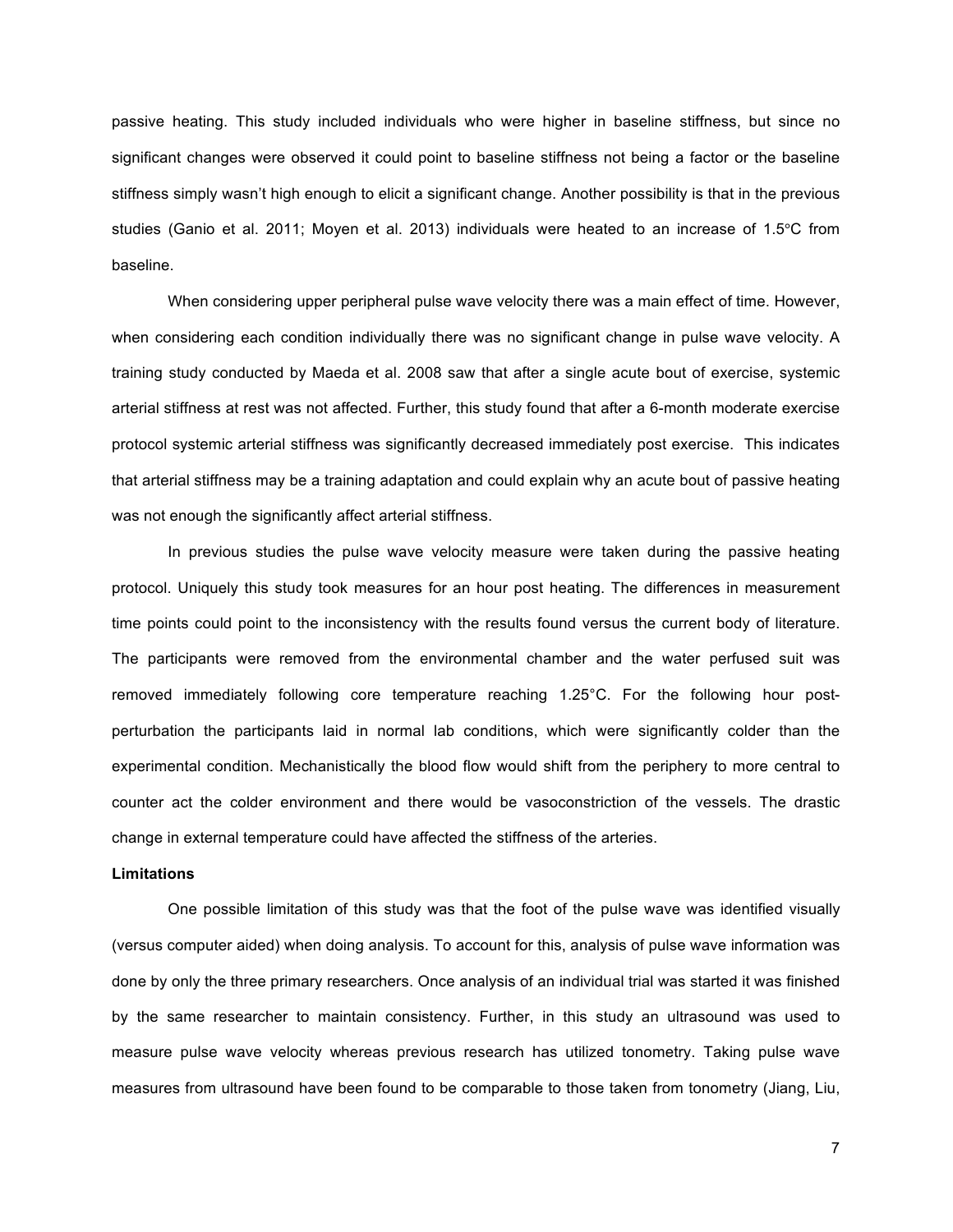passive heating. This study included individuals who were higher in baseline stiffness, but since no significant changes were observed it could point to baseline stiffness not being a factor or the baseline stiffness simply wasn't high enough to elicit a significant change. Another possibility is that in the previous studies (Ganio et al. 2011; Moyen et al. 2013) individuals were heated to an increase of 1.5°C from baseline.

When considering upper peripheral pulse wave velocity there was a main effect of time. However, when considering each condition individually there was no significant change in pulse wave velocity. A training study conducted by Maeda et al. 2008 saw that after a single acute bout of exercise, systemic arterial stiffness at rest was not affected. Further, this study found that after a 6-month moderate exercise protocol systemic arterial stiffness was significantly decreased immediately post exercise. This indicates that arterial stiffness may be a training adaptation and could explain why an acute bout of passive heating was not enough the significantly affect arterial stiffness.

In previous studies the pulse wave velocity measure were taken during the passive heating protocol. Uniquely this study took measures for an hour post heating. The differences in measurement time points could point to the inconsistency with the results found versus the current body of literature. The participants were removed from the environmental chamber and the water perfused suit was removed immediately following core temperature reaching 1.25°C. For the following hour post-perturbation the participants laid in normal lab conditions, which were significantly colder than the experimental condition. Mechanistically the blood flow would shift from the periphery to more central to counter act the colder environment and there would be vasoconstriction of the vessels. The drastic change in external temperature could have affected the stiffness of the arteries.

**Limitations**

One possible limitation of this study was that the foot of the pulse wave was identified visually (versus computer aided) when doing analysis. To account for this, analysis of pulse wave information was done by only the three primary researchers. Once analysis of an individual trial was started it was finished by the same researcher to maintain consistency. Further, in this study an ultrasound was used to measure pulse wave velocity whereas previous research has utilized tonometry. Taking pulse wave measures from ultrasound have been found to be comparable to those taken from tonometry (Jiang, Liu,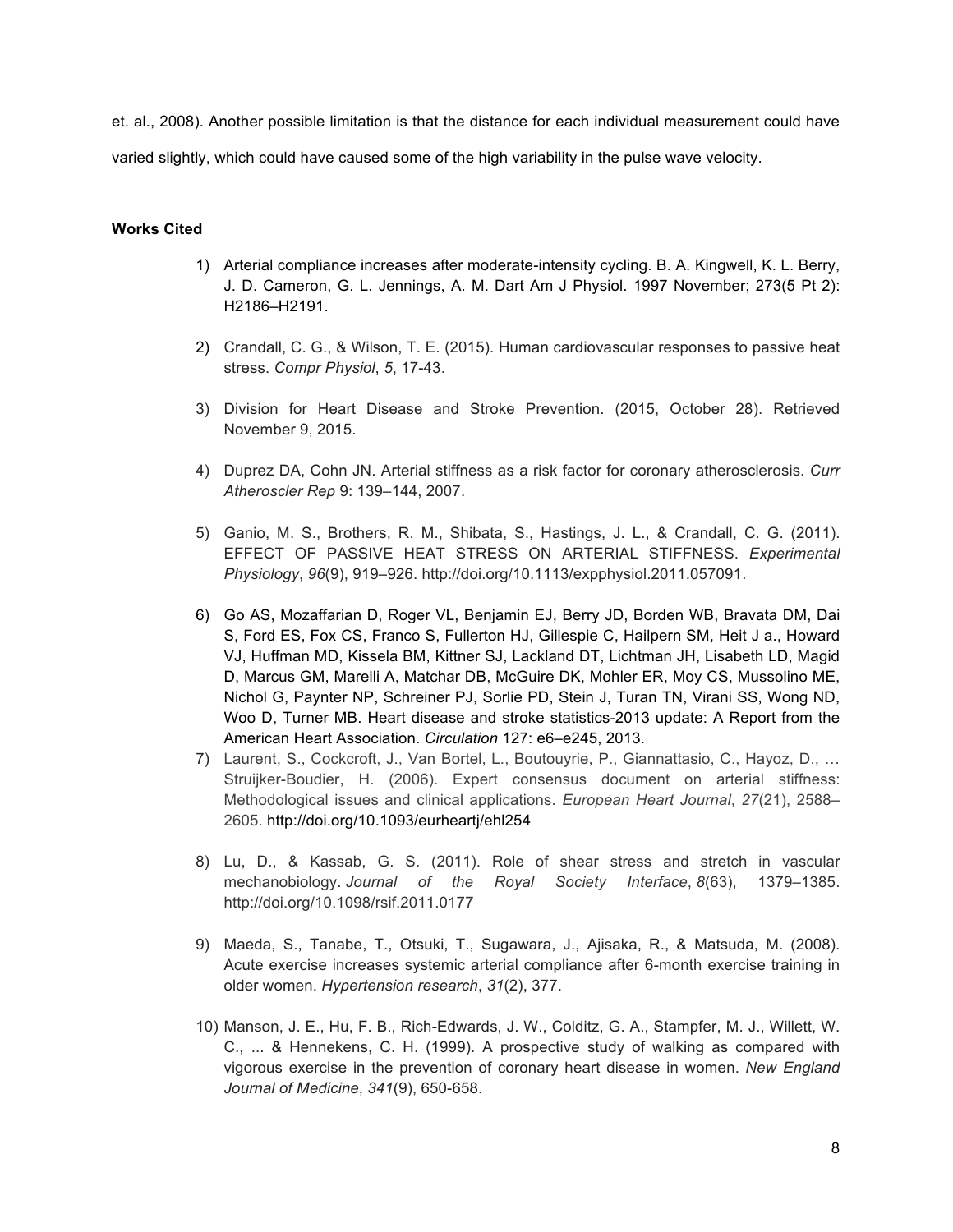et. al., 2008). Another possible limitation is that the distance for each individual measurement could have varied slightly, which could have caused some of the high variability in the pulse wave velocity.

**Works Cited**

1) Arterial compliance increases after moderate-intensity cycling. B. A. Kingwell, K. L. Berry, J. D. Cameron, G. L. Jennings, A. M. Dart Am J Physiol. 1997 November; 273(5 Pt 2): H2186–H2191.

2) Crandall, C. G., & Wilson, T. E. (2015). Human cardiovascular responses to passive heat stress. *Compr Physiol*, *5*, 17-43.

3) Division for Heart Disease and Stroke Prevention. (2015, October 28). Retrieved November 9, 2015.

4) Duprez DA, Cohn JN. Arterial stiffness as a risk factor for coronary atherosclerosis. *Curr Atheroscler Rep* 9: 139–144, 2007.

5) Ganio, M. S., Brothers, R. M., Shibata, S., Hastings, J. L., & Crandall, C. G. (2011). EFFECT OF PASSIVE HEAT STRESS ON ARTERIAL STIFFNESS. *Experimental Physiology*, *96*(9), 919–926. http://doi.org/10.1113/expphysiol.2011.057091.

6) Go AS, Mozaffarian D, Roger VL, Benjamin EJ, Berry JD, Borden WB, Bravata DM, Dai S, Ford ES, Fox CS, Franco S, Fullerton HJ, Gillespie C, Hailpern SM, Heit J a., Howard VJ, Huffman MD, Kissela BM, Kittner SJ, Lackland DT, Lichtman JH, Lisabeth LD, Magid D, Marcus GM, Marelli A, Matchar DB, McGuire DK, Mohler ER, Moy CS, Mussolino ME, Nichol G, Paynter NP, Schreiner PJ, Sorlie PD, Stein J, Turan TN, Virani SS, Wong ND, Woo D, Turner MB. Heart disease and stroke statistics-2013 update: A Report from the American Heart Association. *Circulation* 127: e6–e245, 2013.

7) Laurent, S., Cockcroft, J., Van Bortel, L., Boutouyrie, P., Giannattasio, C., Hayoz, D., … Struijker-Boudier, H. (2006). Expert consensus document on arterial stiffness: Methodological issues and clinical applications. *European Heart Journal*, *27*(21), 2588–2605. http://doi.org/10.1093/eurheartj/ehl254

8) Lu, D., & Kassab, G. S. (2011). Role of shear stress and stretch in vascular mechanobiology. *Journal of the Royal Society Interface*, *8*(63), 1379–1385. http://doi.org/10.1098/rsif.2011.0177

9) Maeda, S., Tanabe, T., Otsuki, T., Sugawara, J., Ajisaka, R., & Matsuda, M. (2008). Acute exercise increases systemic arterial compliance after 6-month exercise training in older women. *Hypertension research*, *31*(2), 377.

10) Manson, J. E., Hu, F. B., Rich-Edwards, J. W., Colditz, G. A., Stampfer, M. J., Willett, W. C., ... & Hennekens, C. H. (1999). A prospective study of walking as compared with vigorous exercise in the prevention of coronary heart disease in women. *New England Journal of Medicine*, *341*(9), 650-658.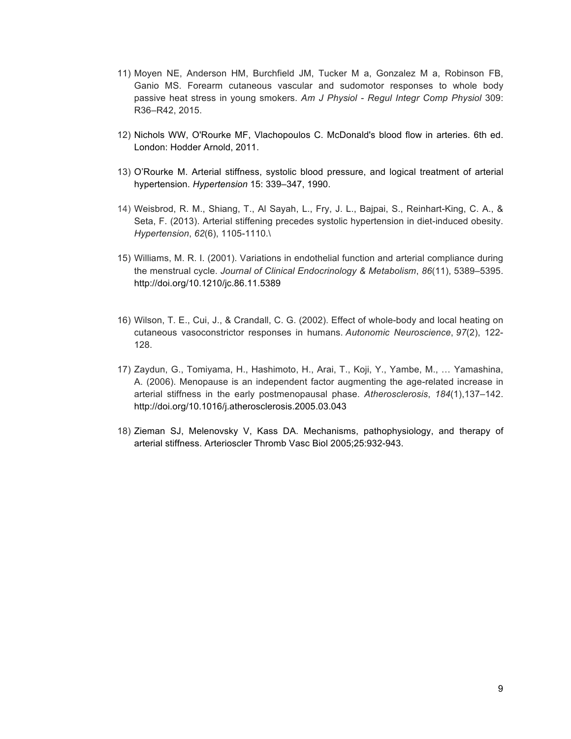11) Moyen NE, Anderson HM, Burchfield JM, Tucker M a, Gonzalez M a, Robinson FB, Ganio MS. Forearm cutaneous vascular and sudomotor responses to whole body passive heat stress in young smokers. *Am J Physiol - Regul Integr Comp Physiol* 309: R36–R42, 2015.

12) Nichols WW, O'Rourke MF, Vlachopoulos C. McDonald's blood flow in arteries. 6th ed. London: Hodder Arnold, 2011.

13) O'Rourke M. Arterial stiffness, systolic blood pressure, and logical treatment of arterial hypertension. *Hypertension* 15: 339–347, 1990.

14) Weisbrod, R. M., Shiang, T., Al Sayah, L., Fry, J. L., Bajpai, S., Reinhart-King, C. A., & Seta, F. (2013). Arterial stiffening precedes systolic hypertension in diet-induced obesity. *Hypertension*, *62*(6), 1105-1110.\

15) Williams, M. R. I. (2001). Variations in endothelial function and arterial compliance during the menstrual cycle. *Journal of Clinical Endocrinology & Metabolism*, *86*(11), 5389–5395. http://doi.org/10.1210/jc.86.11.5389

16) Wilson, T. E., Cui, J., & Crandall, C. G. (2002). Effect of whole-body and local heating on cutaneous vasoconstrictor responses in humans. *Autonomic Neuroscience*, *97*(2), 122-128.

17) Zaydun, G., Tomiyama, H., Hashimoto, H., Arai, T., Koji, Y., Yambe, M., … Yamashina, A. (2006). Menopause is an independent factor augmenting the age-related increase in arterial stiffness in the early postmenopausal phase. *Atherosclerosis*, *184*(1),137–142. http://doi.org/10.1016/j.atherosclerosis.2005.03.043

18) Zieman SJ, Melenovsky V, Kass DA. Mechanisms, pathophysiology, and therapy of arterial stiffness. Arterioscler Thromb Vasc Biol 2005;25:932-943.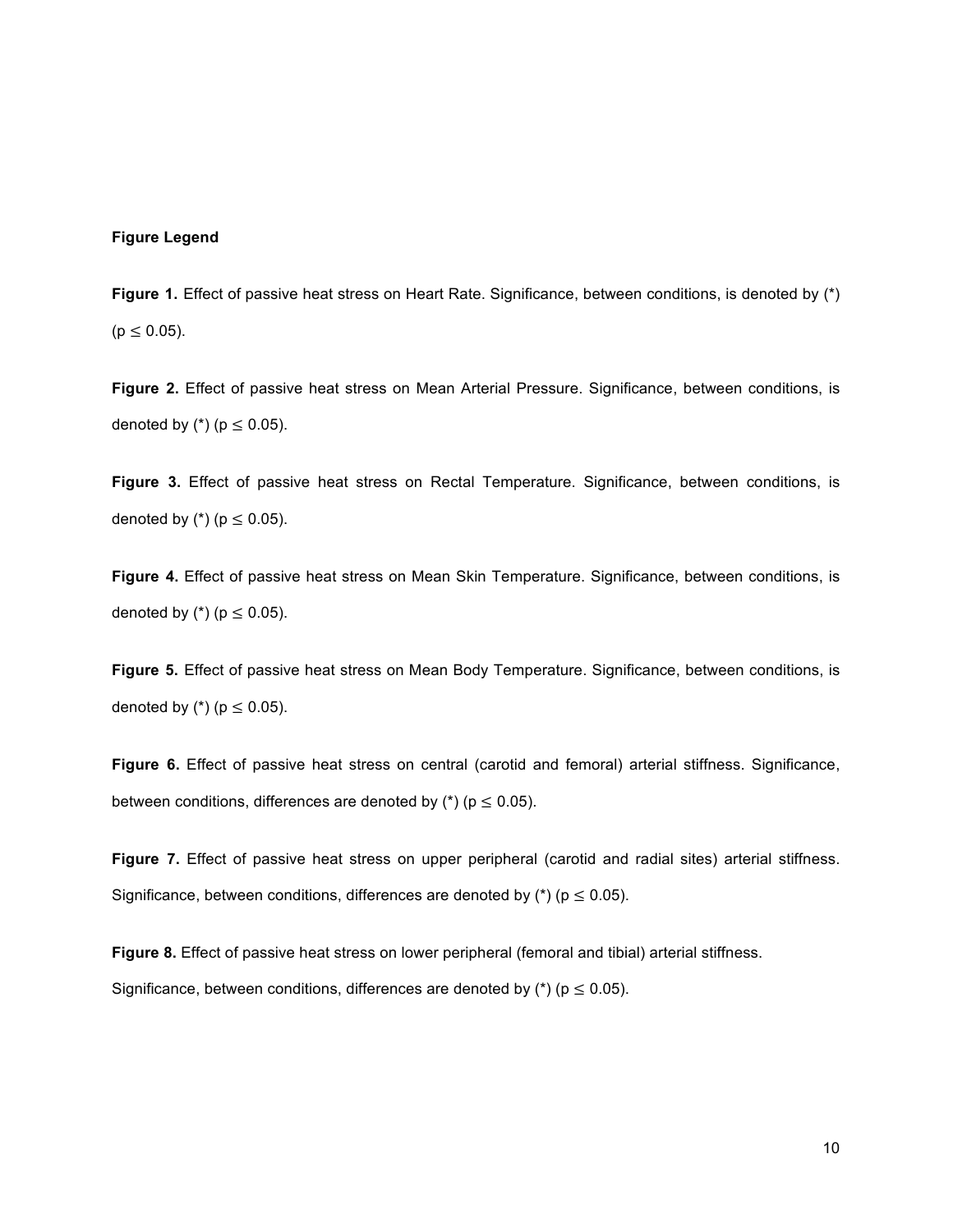**Figure Legend**

**Figure 1.** Effect of passive heat stress on Heart Rate. Significance, between conditions, is denoted by (*) ($p \leq 0.05$).

**Figure 2.** Effect of passive heat stress on Mean Arterial Pressure. Significance, between conditions, is denoted by (*) ($p \leq 0.05$).

**Figure 3.** Effect of passive heat stress on Rectal Temperature. Significance, between conditions, is denoted by (*) ($p \leq 0.05$).

**Figure 4.** Effect of passive heat stress on Mean Skin Temperature. Significance, between conditions, is denoted by (*) ($p \leq 0.05$).

**Figure 5.** Effect of passive heat stress on Mean Body Temperature. Significance, between conditions, is denoted by (*) ($p \leq 0.05$).

**Figure 6.** Effect of passive heat stress on central (carotid and femoral) arterial stiffness. Significance, between conditions, differences are denoted by (*) ($p \leq 0.05$).

**Figure 7.** Effect of passive heat stress on upper peripheral (carotid and radial sites) arterial stiffness. Significance, between conditions, differences are denoted by (*) ($p \leq 0.05$).

**Figure 8.** Effect of passive heat stress on lower peripheral (femoral and tibial) arterial stiffness. Significance, between conditions, differences are denoted by (*) ($p \leq 0.05$).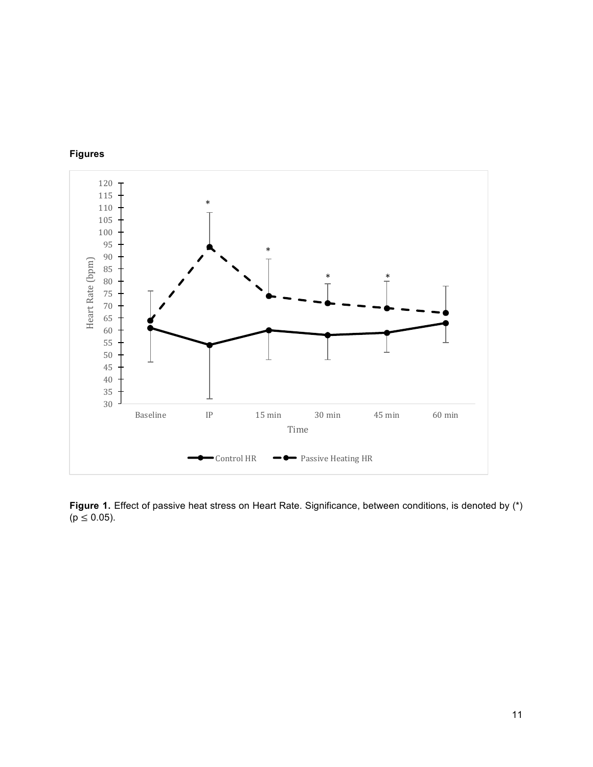**Figures**

**Figure 1.** Effect of passive heat stress on Heart Rate. Significance, between conditions, is denoted by (*) ($p \leq 0.05$).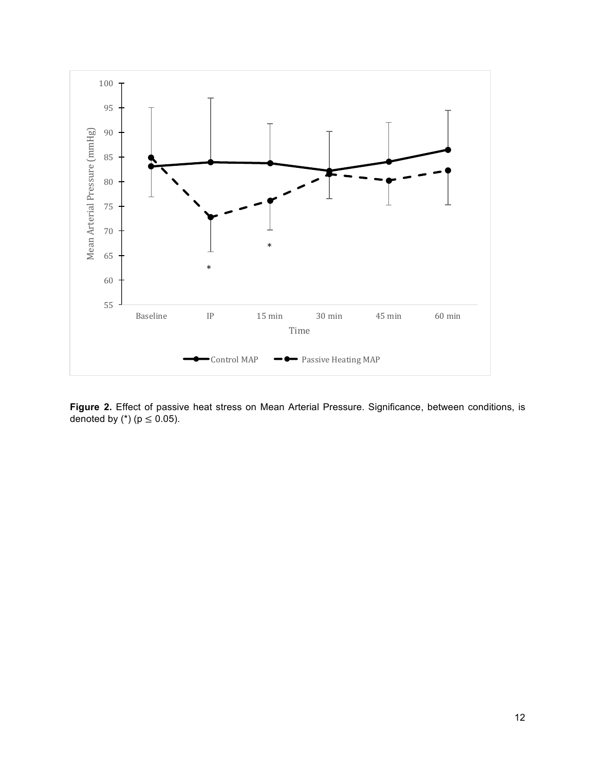**Figure 2.** Effect of passive heat stress on Mean Arterial Pressure. Significance, between conditions, is denoted by (*) ($p \leq 0.05$).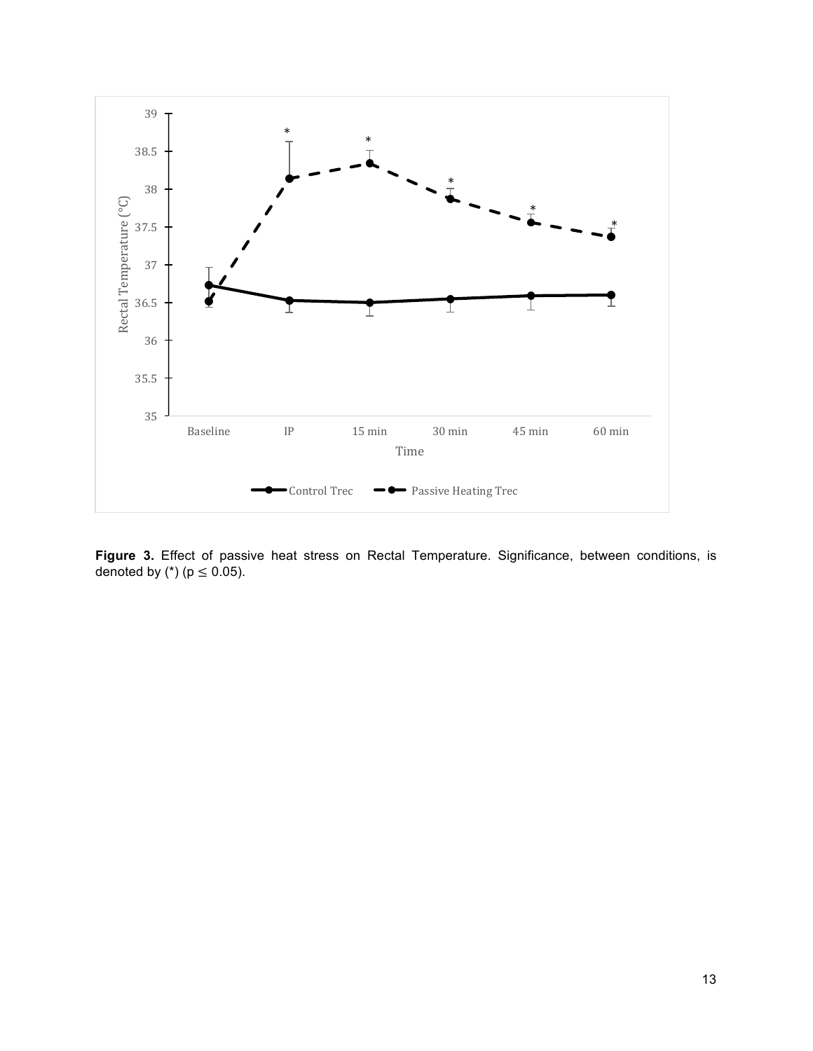**Figure 3.** Effect of passive heat stress on Rectal Temperature. Significance, between conditions, is denoted by (*) ($p \leq 0.05$).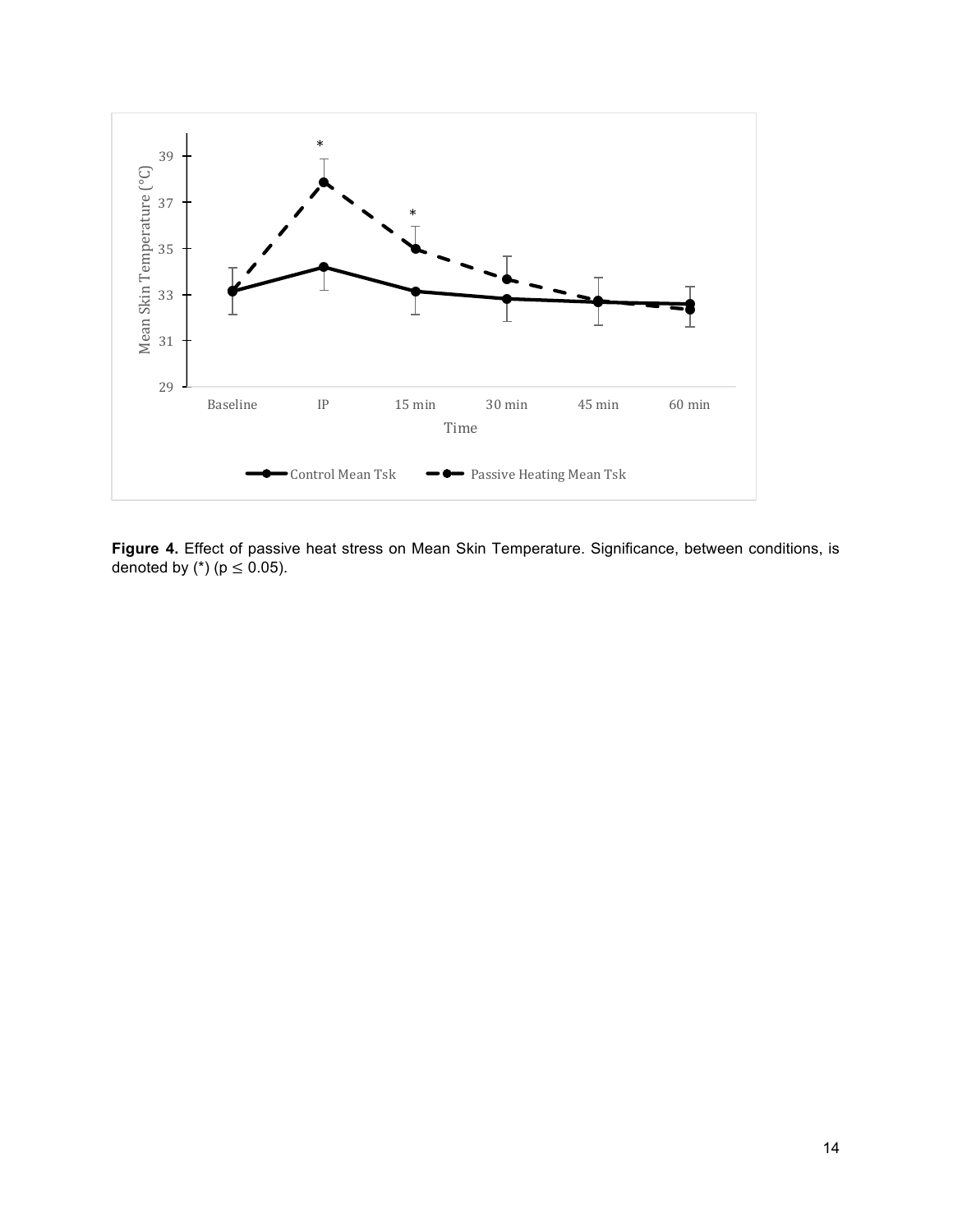**Figure 4.** Effect of passive heat stress on Mean Skin Temperature. Significance, between conditions, is denoted by (*) ($p \leq 0.05$).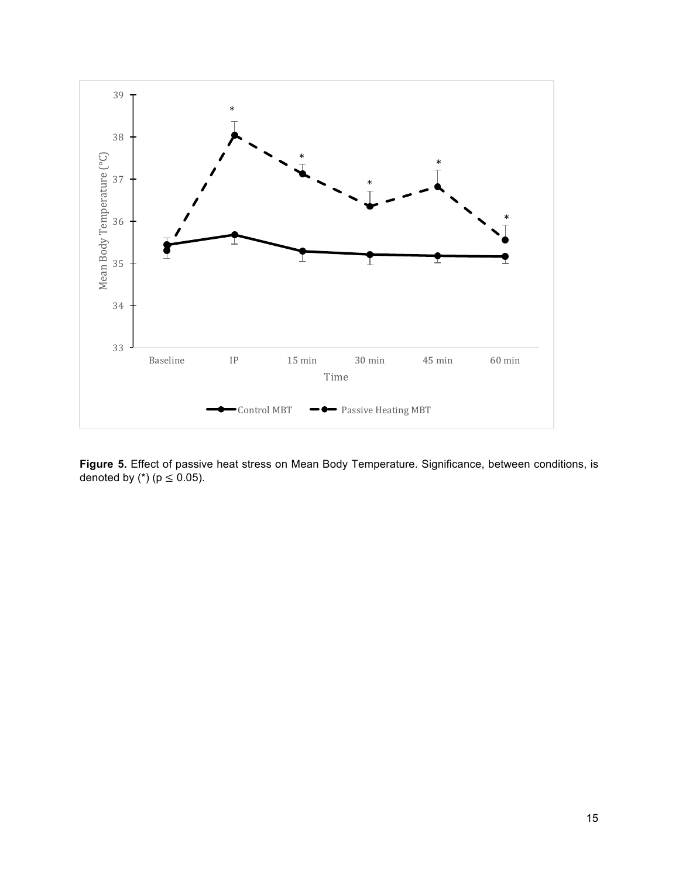**Figure 5.** Effect of passive heat stress on Mean Body Temperature. Significance, between conditions, is denoted by (*) ($p \leq 0.05$).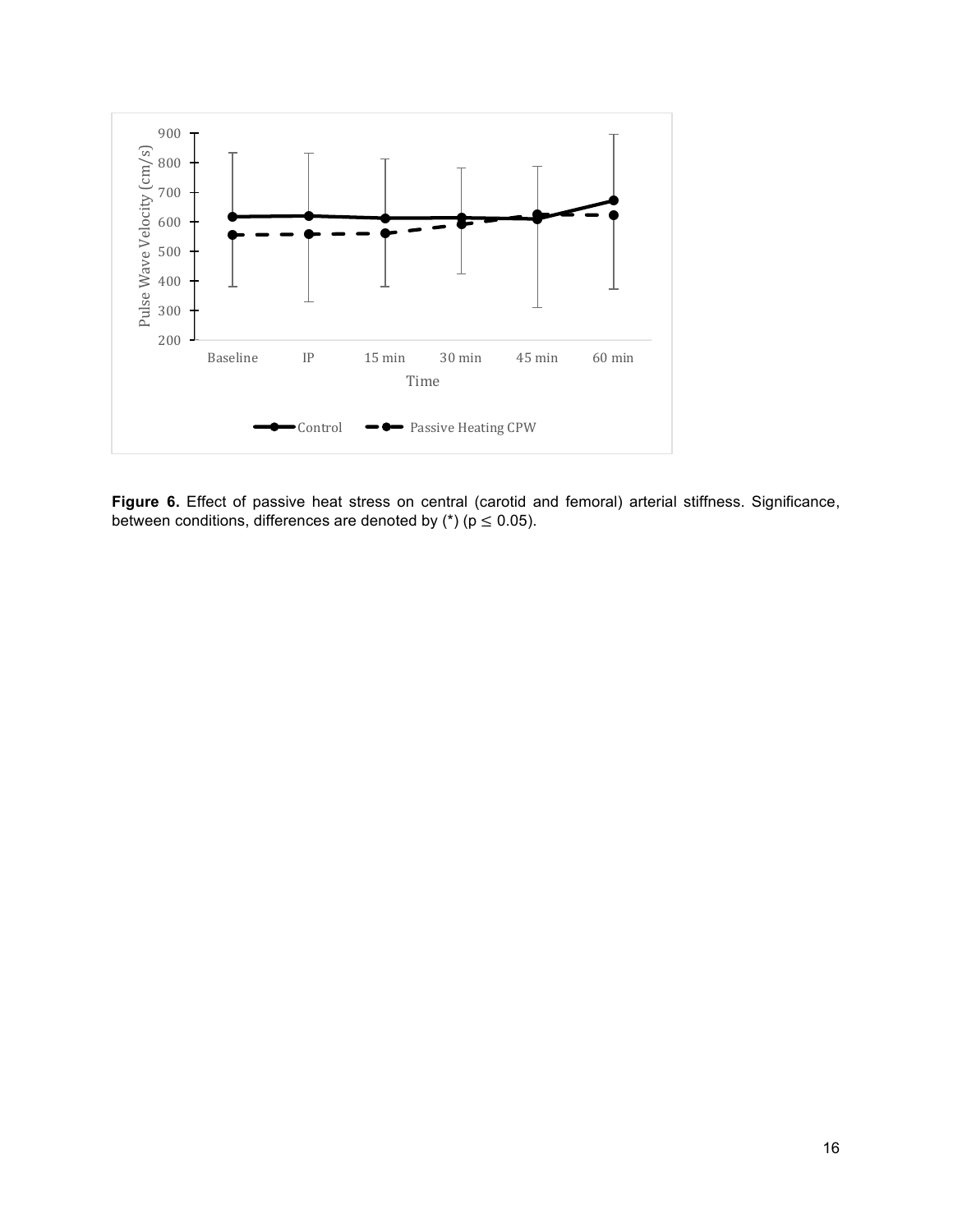**Figure 6.** Effect of passive heat stress on central (carotid and femoral) arterial stiffness. Significance, between conditions, differences are denoted by (*) ($p \leq 0.05$).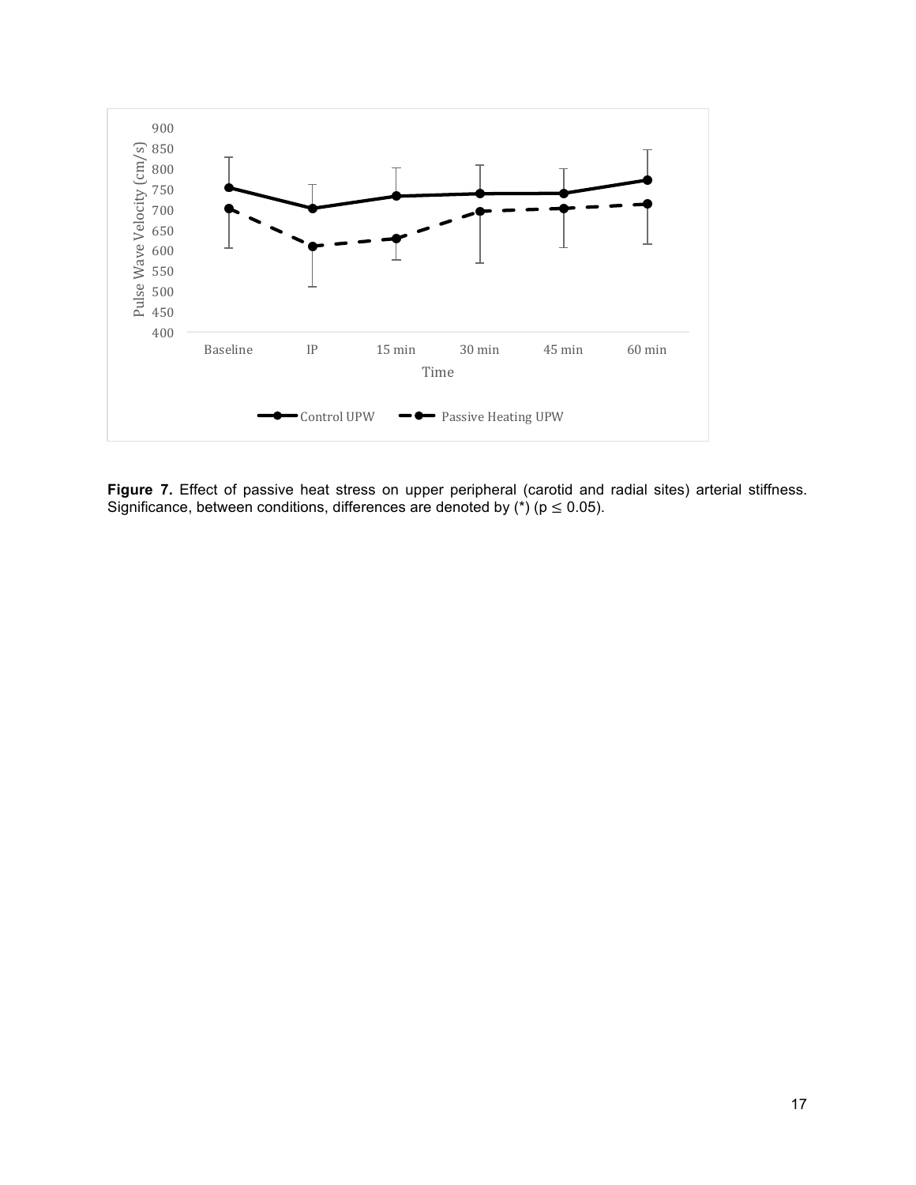**Figure 7.** Effect of passive heat stress on upper peripheral (carotid and radial sites) arterial stiffness. Significance, between conditions, differences are denoted by (*) ($p \leq 0.05$).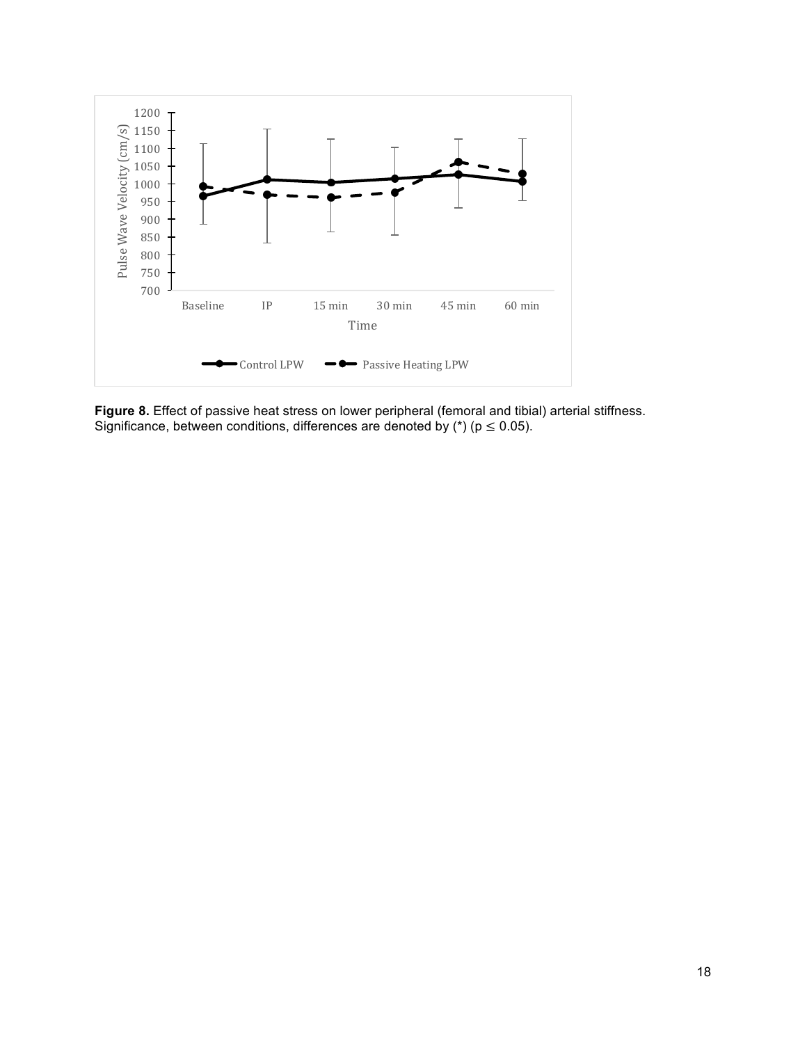**Figure 8.** Effect of passive heat stress on lower peripheral (femoral and tibial) arterial stiffness. Significance, between conditions, differences are denoted by (*) ($p \leq 0.05$).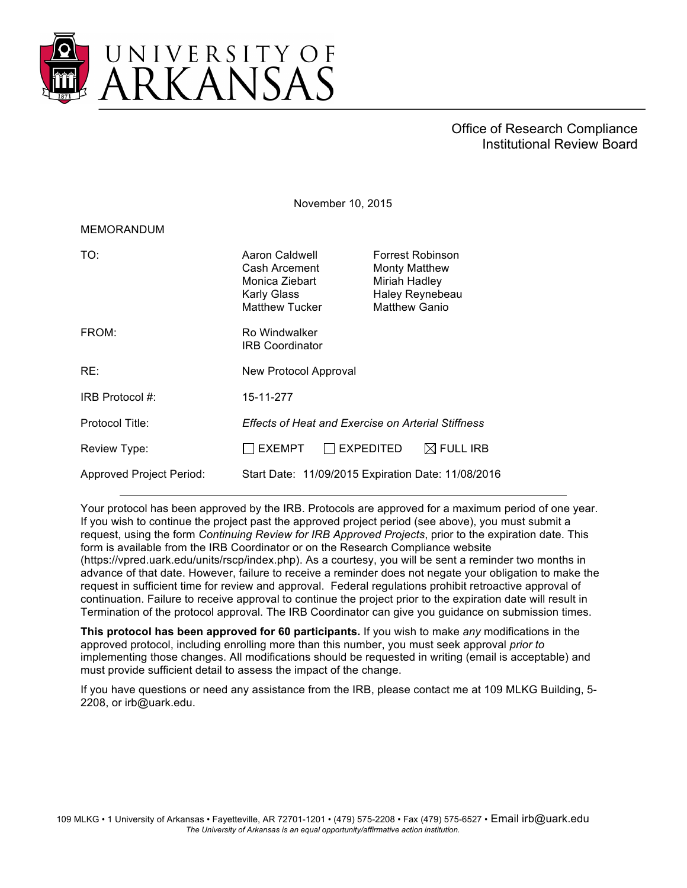UNIVERSITY OF ARKANSAS

Office of Research Compliance
Institutional Review Board

November 10, 2015

MEMORANDUM

| | | |
|---|---|---|
| TO: | Aaron Caldwell<br>Cash Arcement<br>Monica Ziebart<br>Karly Glass<br>Matthew Tucker | Forrest Robinson<br>Monty Matthew<br>Miriah Hadley<br>Haley Reynebeau<br>Matthew Ganio |
| FROM: | Ro Windwalker<br>IRB Coordinator | |
| RE: | New Protocol Approval | |
| IRB Protocol #: | 15-11-277 | |
| Protocol Title: | *Effects of Heat and Exercise on Arterial Stiffness* | |
| Review Type: | ☐ EXEMPT ☐ EXPEDITED ☒ FULL IRB | |
| Approved Project Period: | Start Date: 11/09/2015 Expiration Date: 11/08/2016 | |

---

Your protocol has been approved by the IRB. Protocols are approved for a maximum period of one year. If you wish to continue the project past the approved project period (see above), you must submit a request, using the form *Continuing Review for IRB Approved Projects*, prior to the expiration date. This form is available from the IRB Coordinator or on the Research Compliance website (https://vpred.uark.edu/units/rscp/index.php). As a courtesy, you will be sent a reminder two months in advance of that date. However, failure to receive a reminder does not negate your obligation to make the request in sufficient time for review and approval. Federal regulations prohibit retroactive approval of continuation. Failure to receive approval to continue the project prior to the expiration date will result in Termination of the protocol approval. The IRB Coordinator can give you guidance on submission times.

**This protocol has been approved for 60 participants.** If you wish to make *any* modifications in the approved protocol, including enrolling more than this number, you must seek approval *prior to* implementing those changes. All modifications should be requested in writing (email is acceptable) and must provide sufficient detail to assess the impact of the change.

If you have questions or need any assistance from the IRB, please contact me at 109 MLKG Building, 5-2208, or irb@uark.edu.

109 MLKG • 1 University of Arkansas • Fayetteville, AR 72701-1201 • (479) 575-2208 • Fax (479) 575-6527 • Email irb@uark.edu
*The University of Arkansas is an equal opportunity/affirmative action institution.*